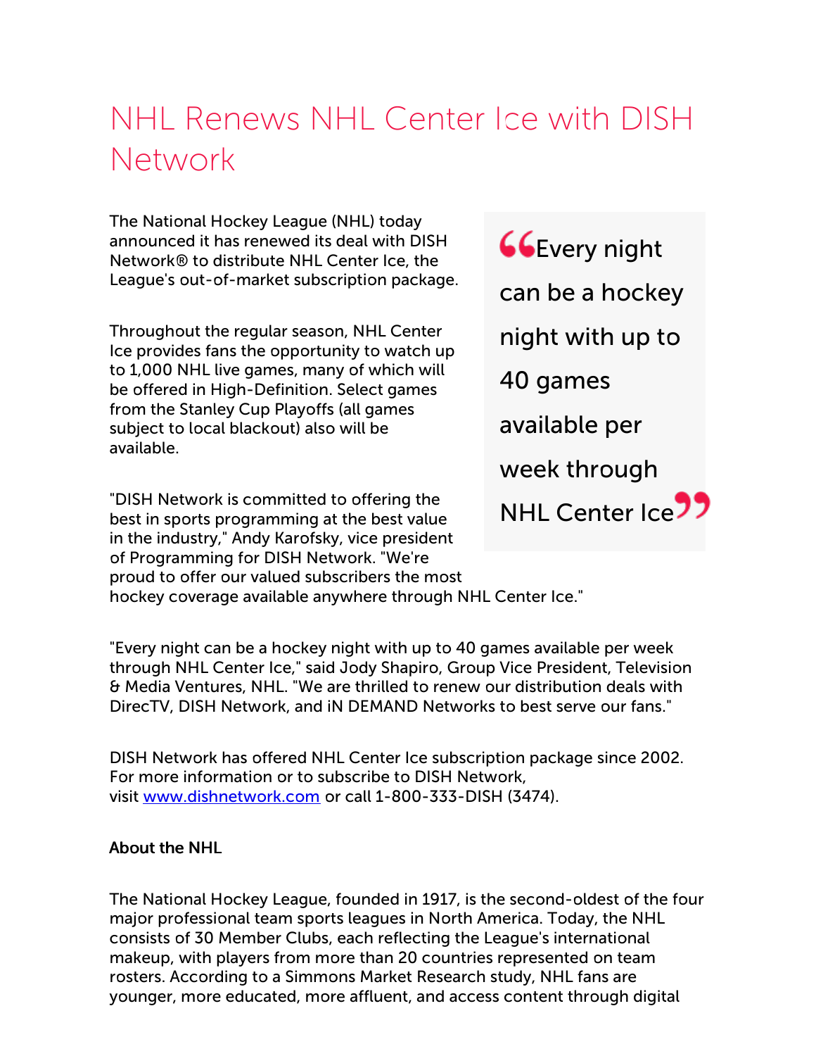# NHL Renews NHL Center Ice with DISH Network

The National Hockey League (NHL) today announced it has renewed its deal with DISH Network® to distribute NHL Center Ice, the League's out-of-market subscription package.

> "Every night can be a hockey night with up to 40 games available per week through NHL Center Ice"

Throughout the regular season, NHL Center Ice provides fans the opportunity to watch up to 1,000 NHL live games, many of which will be offered in High-Definition. Select games from the Stanley Cup Playoffs (all games subject to local blackout) also will be available.

"DISH Network is committed to offering the best in sports programming at the best value in the industry," Andy Karofsky, vice president of Programming for DISH Network. "We're proud to offer our valued subscribers the most hockey coverage available anywhere through NHL Center Ice."

"Every night can be a hockey night with up to 40 games available per week through NHL Center Ice," said Jody Shapiro, Group Vice President, Television & Media Ventures, NHL. "We are thrilled to renew our distribution deals with DirecTV, DISH Network, and iN DEMAND Networks to best serve our fans."

DISH Network has offered NHL Center Ice subscription package since 2002. For more information or to subscribe to DISH Network, visit [www.dishnetwork.com](http://www.dishnetwork.com) or call 1-800-333-DISH (3474).

**About the NHL**

The National Hockey League, founded in 1917, is the second-oldest of the four major professional team sports leagues in North America. Today, the NHL consists of 30 Member Clubs, each reflecting the League's international makeup, with players from more than 20 countries represented on team rosters. According to a Simmons Market Research study, NHL fans are younger, more educated, more affluent, and access content through digital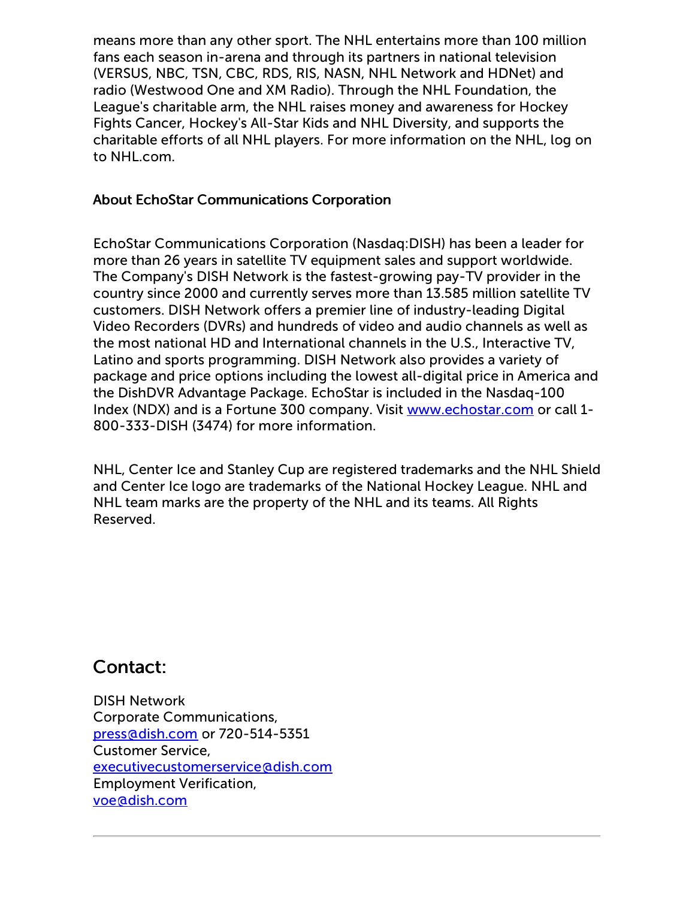means more than any other sport. The NHL entertains more than 100 million fans each season in-arena and through its partners in national television (VERSUS, NBC, TSN, CBC, RDS, RIS, NASN, NHL Network and HDNet) and radio (Westwood One and XM Radio). Through the NHL Foundation, the League's charitable arm, the NHL raises money and awareness for Hockey Fights Cancer, Hockey's All-Star Kids and NHL Diversity, and supports the charitable efforts of all NHL players. For more information on the NHL, log on to NHL.com.

**About EchoStar Communications Corporation**

EchoStar Communications Corporation (Nasdaq:DISH) has been a leader for more than 26 years in satellite TV equipment sales and support worldwide. The Company's DISH Network is the fastest-growing pay-TV provider in the country since 2000 and currently serves more than 13.585 million satellite TV customers. DISH Network offers a premier line of industry-leading Digital Video Recorders (DVRs) and hundreds of video and audio channels as well as the most national HD and International channels in the U.S., Interactive TV, Latino and sports programming. DISH Network also provides a variety of package and price options including the lowest all-digital price in America and the DishDVR Advantage Package. EchoStar is included in the Nasdaq-100 Index (NDX) and is a Fortune 300 company. Visit [www.echostar.com](http://www.echostar.com) or call 1-800-333-DISH (3474) for more information.

NHL, Center Ice and Stanley Cup are registered trademarks and the NHL Shield and Center Ice logo are trademarks of the National Hockey League. NHL and NHL team marks are the property of the NHL and its teams. All Rights Reserved.

## Contact:

DISH Network
Corporate Communications,
[press@dish.com](mailto:press@dish.com) or 720-514-5351
Customer Service,
[executivecustomerservice@dish.com](mailto:executivecustomerservice@dish.com)
Employment Verification,
[voe@dish.com](mailto:voe@dish.com)